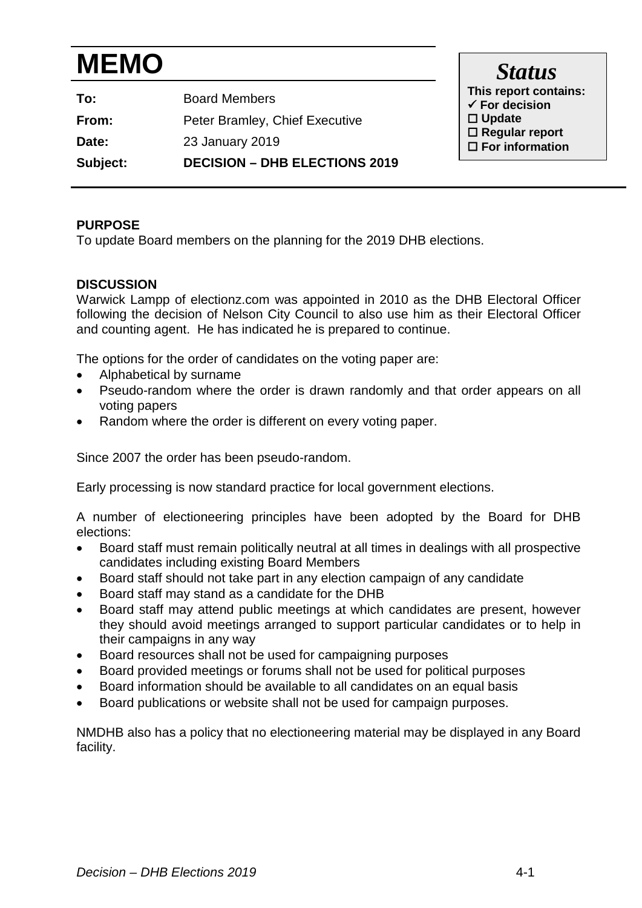# MEMO

| | |
|---|---|
| **To:** | Board Members |
| **From:** | Peter Bramley, Chief Executive |
| **Date:** | 23 January 2019 |
| **Subject:** | **DECISION – DHB ELECTIONS 2019** |

***Status***

**This report contains:**
- ✓ **For decision**
- ☐ **Update**
- ☐ **Regular report**
- ☐ **For information**

**PURPOSE**

To update Board members on the planning for the 2019 DHB elections.

**DISCUSSION**

Warwick Lampp of electionz.com was appointed in 2010 as the DHB Electoral Officer following the decision of Nelson City Council to also use him as their Electoral Officer and counting agent. He has indicated he is prepared to continue.

The options for the order of candidates on the voting paper are:

- Alphabetical by surname
- Pseudo-random where the order is drawn randomly and that order appears on all voting papers
- Random where the order is different on every voting paper.

Since 2007 the order has been pseudo-random.

Early processing is now standard practice for local government elections.

A number of electioneering principles have been adopted by the Board for DHB elections:

- Board staff must remain politically neutral at all times in dealings with all prospective candidates including existing Board Members
- Board staff should not take part in any election campaign of any candidate
- Board staff may stand as a candidate for the DHB
- Board staff may attend public meetings at which candidates are present, however they should avoid meetings arranged to support particular candidates or to help in their campaigns in any way
- Board resources shall not be used for campaigning purposes
- Board provided meetings or forums shall not be used for political purposes
- Board information should be available to all candidates on an equal basis
- Board publications or website shall not be used for campaign purposes.

NMDHB also has a policy that no electioneering material may be displayed in any Board facility.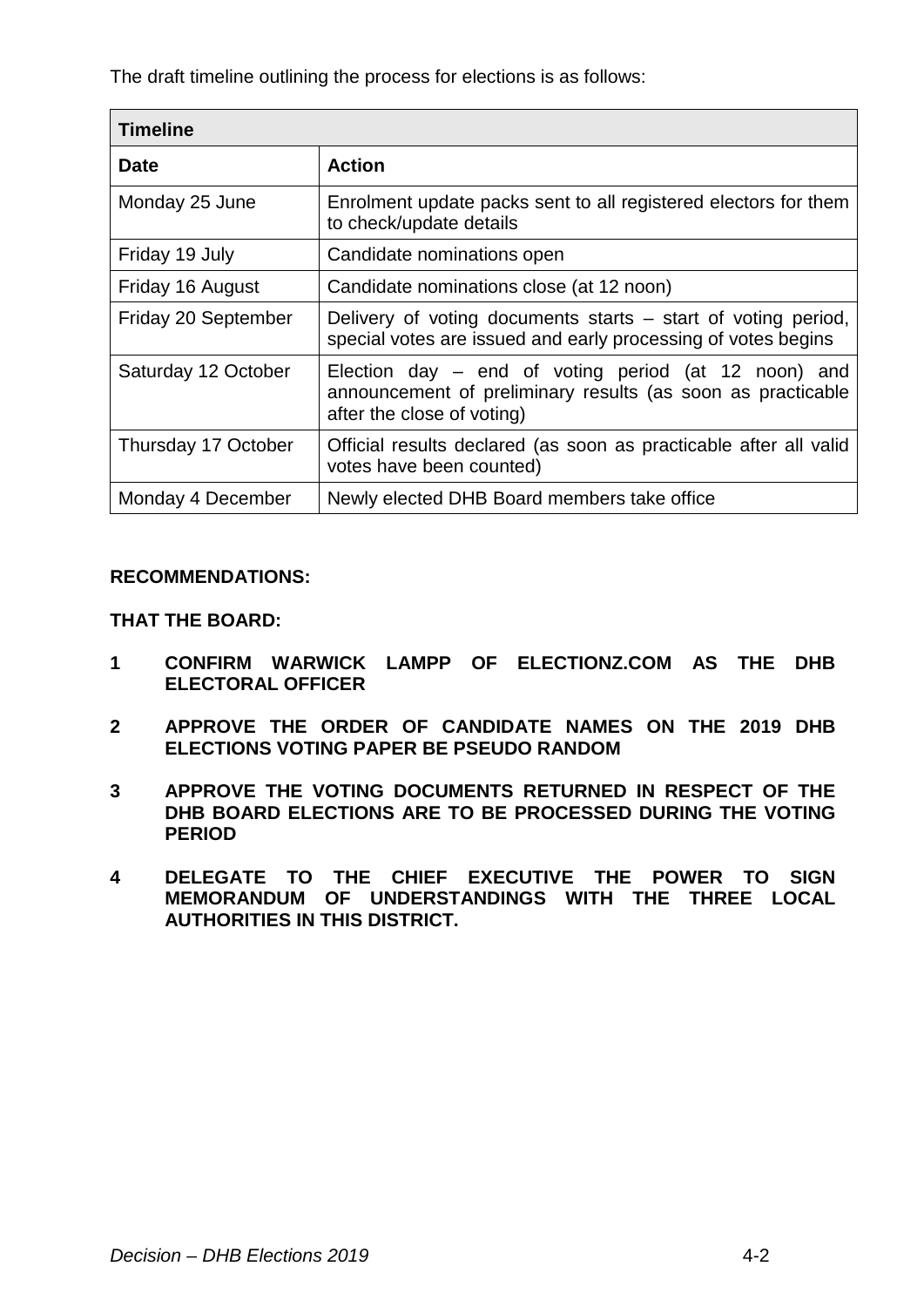The draft timeline outlining the process for elections is as follows:

| Timeline | |
|---|---|
| **Date** | **Action** |
| Monday 25 June | Enrolment update packs sent to all registered electors for them to check/update details |
| Friday 19 July | Candidate nominations open |
| Friday 16 August | Candidate nominations close (at 12 noon) |
| Friday 20 September | Delivery of voting documents starts – start of voting period, special votes are issued and early processing of votes begins |
| Saturday 12 October | Election day – end of voting period (at 12 noon) and announcement of preliminary results (as soon as practicable after the close of voting) |
| Thursday 17 October | Official results declared (as soon as practicable after all valid votes have been counted) |
| Monday 4 December | Newly elected DHB Board members take office |

**RECOMMENDATIONS:**

**THAT THE BOARD:**

1. **CONFIRM WARWICK LAMPP OF ELECTIONZ.COM AS THE DHB ELECTORAL OFFICER**
2. **APPROVE THE ORDER OF CANDIDATE NAMES ON THE 2019 DHB ELECTIONS VOTING PAPER BE PSEUDO RANDOM**
3. **APPROVE THE VOTING DOCUMENTS RETURNED IN RESPECT OF THE DHB BOARD ELECTIONS ARE TO BE PROCESSED DURING THE VOTING PERIOD**
4. **DELEGATE TO THE CHIEF EXECUTIVE THE POWER TO SIGN MEMORANDUM OF UNDERSTANDINGS WITH THE THREE LOCAL AUTHORITIES IN THIS DISTRICT.**